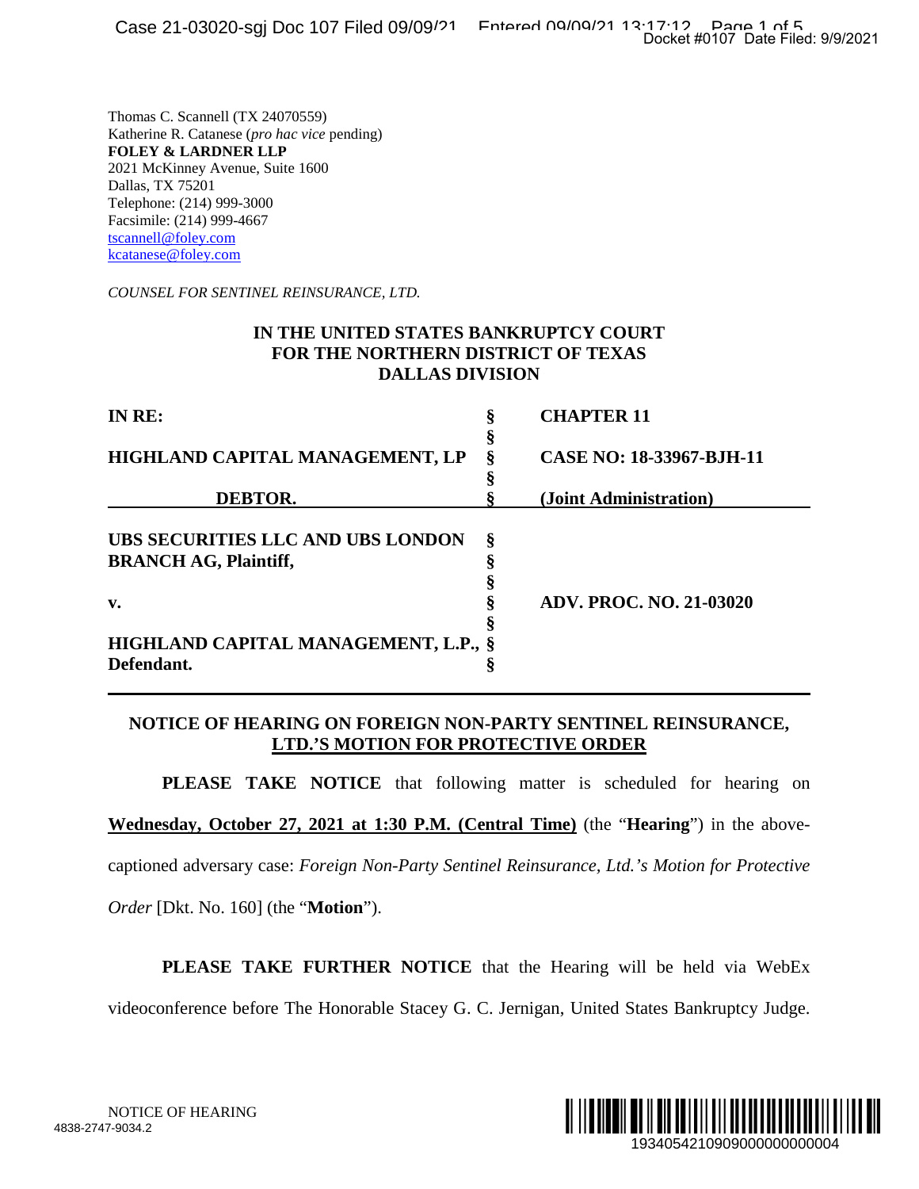Thomas C. Scannell (TX 24070559)
Katherine R. Catanese (*pro hac vice* pending)
**FOLEY & LARDNER LLP**
2021 McKinney Avenue, Suite 1600
Dallas, TX 75201
Telephone: (214) 999-3000
Facsimile: (214) 999-4667
tscannell@foley.com
kcatanese@foley.com

*COUNSEL FOR SENTINEL REINSURANCE, LTD.*

**IN THE UNITED STATES BANKRUPTCY COURT**
**FOR THE NORTHERN DISTRICT OF TEXAS**
**DALLAS DIVISION**

| | | |
|---|---|---|
| **IN RE:** | § | **CHAPTER 11** |
| | § | |
| **HIGHLAND CAPITAL MANAGEMENT, LP** | § | **CASE NO: 18-33967-BJH-11** |
| | § | |
| **DEBTOR.** | § | **(Joint Administration)** |
| **UBS SECURITIES LLC AND UBS LONDON BRANCH AG, Plaintiff,** | § | |
| | § | |
| | § | |
| **v.** | § | **ADV. PROC. NO. 21-03020** |
| | § | |
| **HIGHLAND CAPITAL MANAGEMENT, L.P., Defendant.** | § | |

**NOTICE OF HEARING ON FOREIGN NON-PARTY SENTINEL REINSURANCE, LTD.'S MOTION FOR PROTECTIVE ORDER**

**PLEASE TAKE NOTICE** that following matter is scheduled for hearing on **Wednesday, October 27, 2021 at 1:30 P.M. (Central Time)** (the "**Hearing**") in the above-captioned adversary case: *Foreign Non-Party Sentinel Reinsurance, Ltd.'s Motion for Protective Order* [Dkt. No. 160] (the "**Motion**").

**PLEASE TAKE FURTHER NOTICE** that the Hearing will be held via WebEx videoconference before The Honorable Stacey G. C. Jernigan, United States Bankruptcy Judge.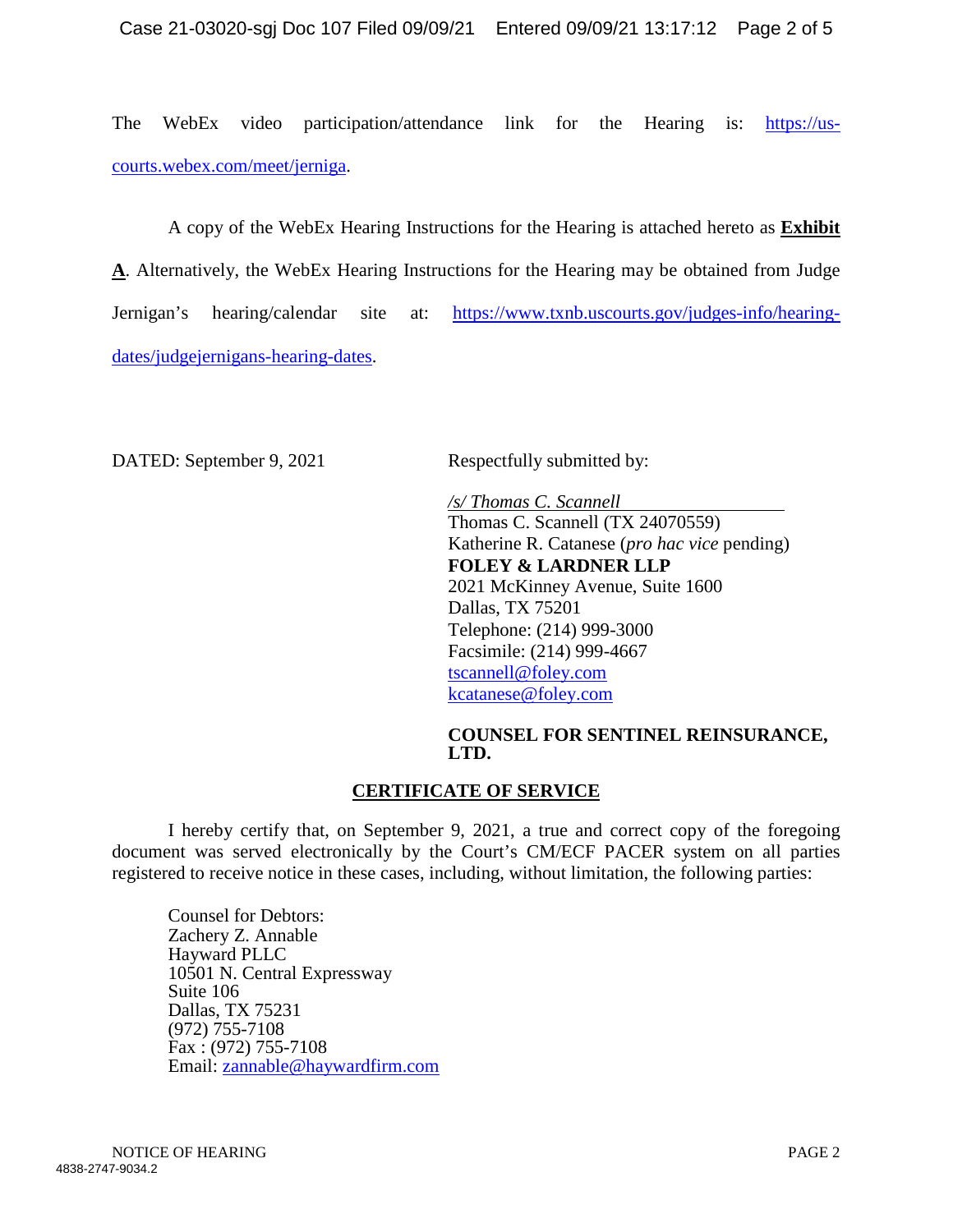The WebEx video participation/attendance link for the Hearing is: https://us-courts.webex.com/meet/jerniga.

A copy of the WebEx Hearing Instructions for the Hearing is attached hereto as **Exhibit A**. Alternatively, the WebEx Hearing Instructions for the Hearing may be obtained from Judge Jernigan's hearing/calendar site at: https://www.txnb.uscourts.gov/judges-info/hearing-dates/judgejernigans-hearing-dates.

DATED: September 9, 2021

Respectfully submitted by:

*/s/ Thomas C. Scannell*
Thomas C. Scannell (TX 24070559)
Katherine R. Catanese (*pro hac vice* pending)
**FOLEY & LARDNER LLP**
2021 McKinney Avenue, Suite 1600
Dallas, TX 75201
Telephone: (214) 999-3000
Facsimile: (214) 999-4667
tscannell@foley.com
kcatanese@foley.com

**COUNSEL FOR SENTINEL REINSURANCE, LTD.**

## CERTIFICATE OF SERVICE

I hereby certify that, on September 9, 2021, a true and correct copy of the foregoing document was served electronically by the Court's CM/ECF PACER system on all parties registered to receive notice in these cases, including, without limitation, the following parties:

Counsel for Debtors:
Zachery Z. Annable
Hayward PLLC
10501 N. Central Expressway
Suite 106
Dallas, TX 75231
(972) 755-7108
Fax : (972) 755-7108
Email: zannable@haywardfirm.com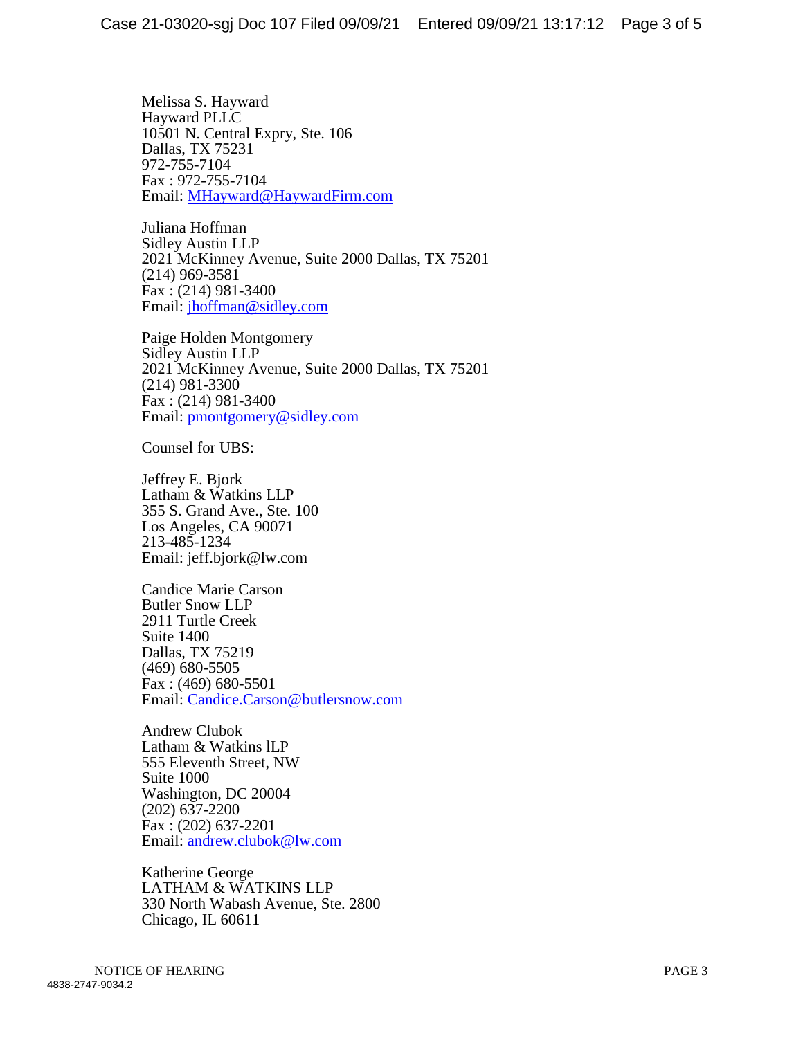Melissa S. Hayward
Hayward PLLC
10501 N. Central Expry, Ste. 106
Dallas, TX 75231
972-755-7104
Fax : 972-755-7104
Email: MHayward@HaywardFirm.com

Juliana Hoffman
Sidley Austin LLP
2021 McKinney Avenue, Suite 2000 Dallas, TX 75201
(214) 969-3581
Fax : (214) 981-3400
Email: jhoffman@sidley.com

Paige Holden Montgomery
Sidley Austin LLP
2021 McKinney Avenue, Suite 2000 Dallas, TX 75201
(214) 981-3300
Fax : (214) 981-3400
Email: pmontgomery@sidley.com

Counsel for UBS:

Jeffrey E. Bjork
Latham & Watkins LLP
355 S. Grand Ave., Ste. 100
Los Angeles, CA 90071
213-485-1234
Email: jeff.bjork@lw.com

Candice Marie Carson
Butler Snow LLP
2911 Turtle Creek
Suite 1400
Dallas, TX 75219
(469) 680-5505
Fax : (469) 680-5501
Email: Candice.Carson@butlersnow.com

Andrew Clubok
Latham & Watkins lLP
555 Eleventh Street, NW
Suite 1000
Washington, DC 20004
(202) 637-2200
Fax : (202) 637-2201
Email: andrew.clubok@lw.com

Katherine George
LATHAM & WATKINS LLP
330 North Wabash Avenue, Ste. 2800
Chicago, IL 60611

NOTICE OF HEARING

4838-2747-9034.2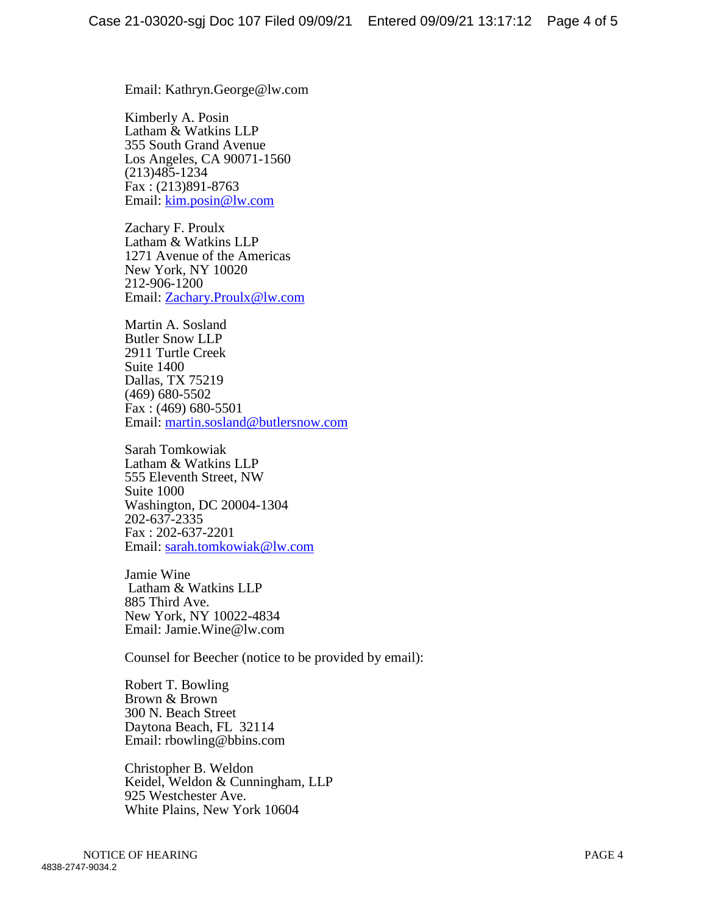Email: Kathryn.George@lw.com

Kimberly A. Posin
Latham & Watkins LLP
355 South Grand Avenue
Los Angeles, CA 90071-1560
(213)485-1234
Fax : (213)891-8763
Email: kim.posin@lw.com

Zachary F. Proulx
Latham & Watkins LLP
1271 Avenue of the Americas
New York, NY 10020
212-906-1200
Email: Zachary.Proulx@lw.com

Martin A. Sosland
Butler Snow LLP
2911 Turtle Creek
Suite 1400
Dallas, TX 75219
(469) 680-5502
Fax : (469) 680-5501
Email: martin.sosland@butlersnow.com

Sarah Tomkowiak
Latham & Watkins LLP
555 Eleventh Street, NW
Suite 1000
Washington, DC 20004-1304
202-637-2335
Fax : 202-637-2201
Email: sarah.tomkowiak@lw.com

Jamie Wine
Latham & Watkins LLP
885 Third Ave.
New York, NY 10022-4834
Email: Jamie.Wine@lw.com

Counsel for Beecher (notice to be provided by email):

Robert T. Bowling
Brown & Brown
300 N. Beach Street
Daytona Beach, FL 32114
Email: rbowling@bbins.com

Christopher B. Weldon
Keidel, Weldon & Cunningham, LLP
925 Westchester Ave.
White Plains, New York 10604

NOTICE OF HEARING

4838-2747-9034.2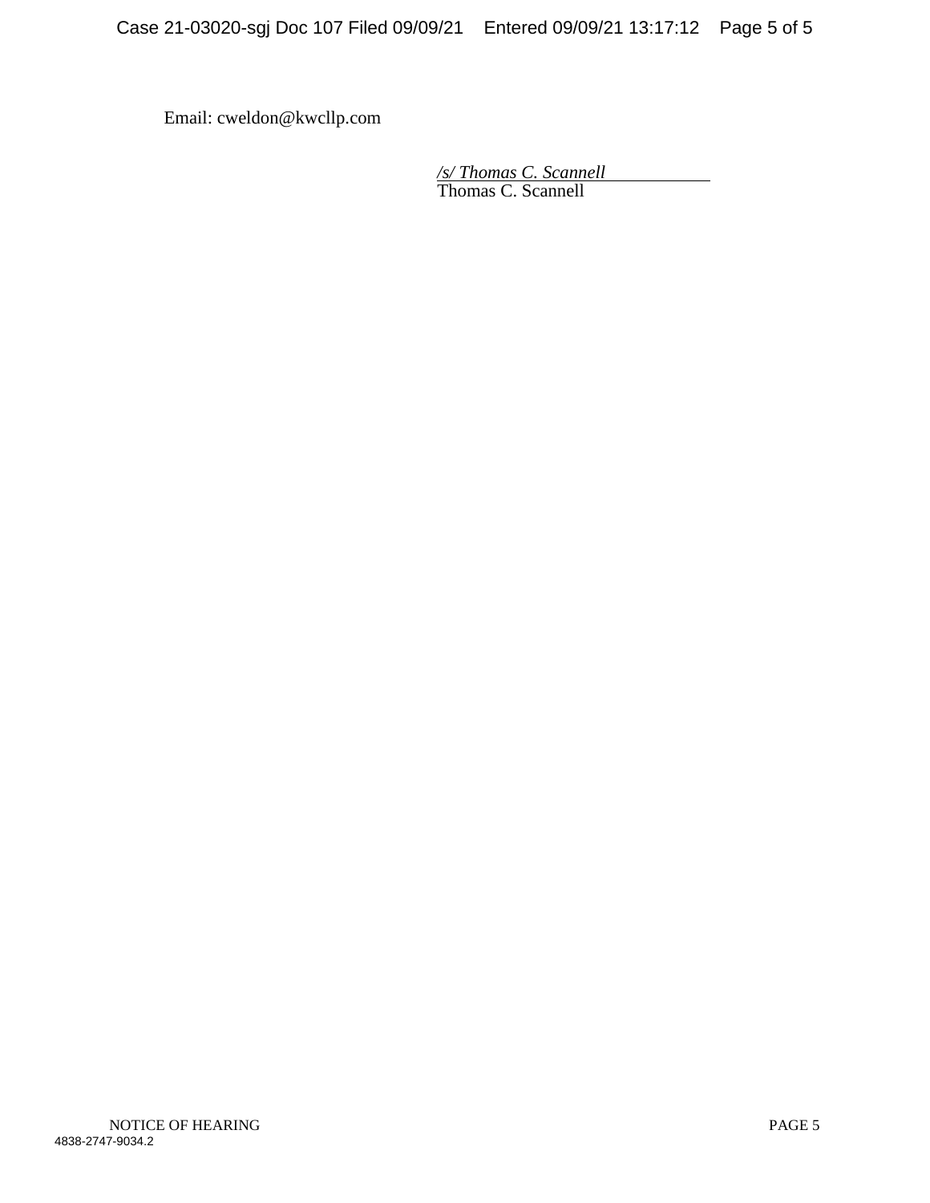Email: cweldon@kwcllp.com

*/s/ Thomas C. Scannell*
Thomas C. Scannell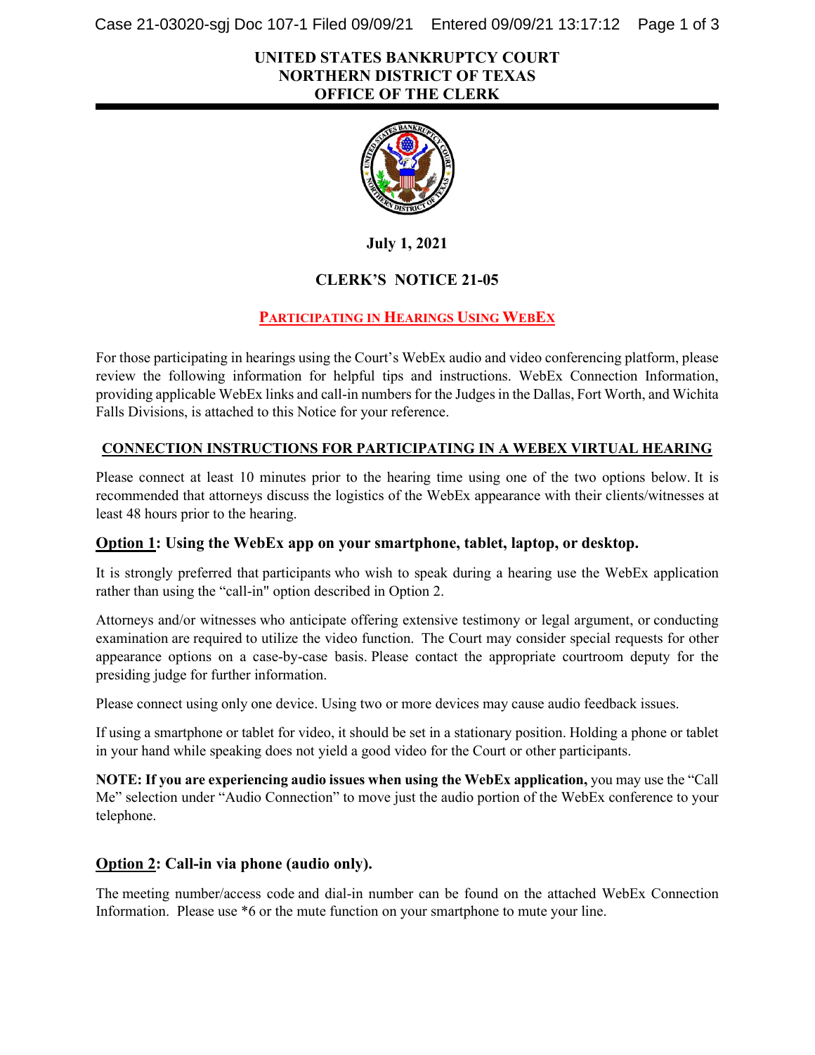**UNITED STATES BANKRUPTCY COURT**
**NORTHERN DISTRICT OF TEXAS**
**OFFICE OF THE CLERK**

**July 1, 2021**

## CLERK'S NOTICE 21-05

## PARTICIPATING IN HEARINGS USING WEBEX

For those participating in hearings using the Court's WebEx audio and video conferencing platform, please review the following information for helpful tips and instructions. WebEx Connection Information, providing applicable WebEx links and call-in numbers for the Judges in the Dallas, Fort Worth, and Wichita Falls Divisions, is attached to this Notice for your reference.

### CONNECTION INSTRUCTIONS FOR PARTICIPATING IN A WEBEX VIRTUAL HEARING

Please connect at least 10 minutes prior to the hearing time using one of the two options below. It is recommended that attorneys discuss the logistics of the WebEx appearance with their clients/witnesses at least 48 hours prior to the hearing.

### Option 1: Using the WebEx app on your smartphone, tablet, laptop, or desktop.

It is strongly preferred that participants who wish to speak during a hearing use the WebEx application rather than using the "call-in" option described in Option 2.

Attorneys and/or witnesses who anticipate offering extensive testimony or legal argument, or conducting examination are required to utilize the video function. The Court may consider special requests for other appearance options on a case-by-case basis. Please contact the appropriate courtroom deputy for the presiding judge for further information.

Please connect using only one device. Using two or more devices may cause audio feedback issues.

If using a smartphone or tablet for video, it should be set in a stationary position. Holding a phone or tablet in your hand while speaking does not yield a good video for the Court or other participants.

**NOTE: If you are experiencing audio issues when using the WebEx application,** you may use the "Call Me" selection under "Audio Connection" to move just the audio portion of the WebEx conference to your telephone.

### Option 2: Call-in via phone (audio only).

The meeting number/access code and dial-in number can be found on the attached WebEx Connection Information. Please use *6 or the mute function on your smartphone to mute your line.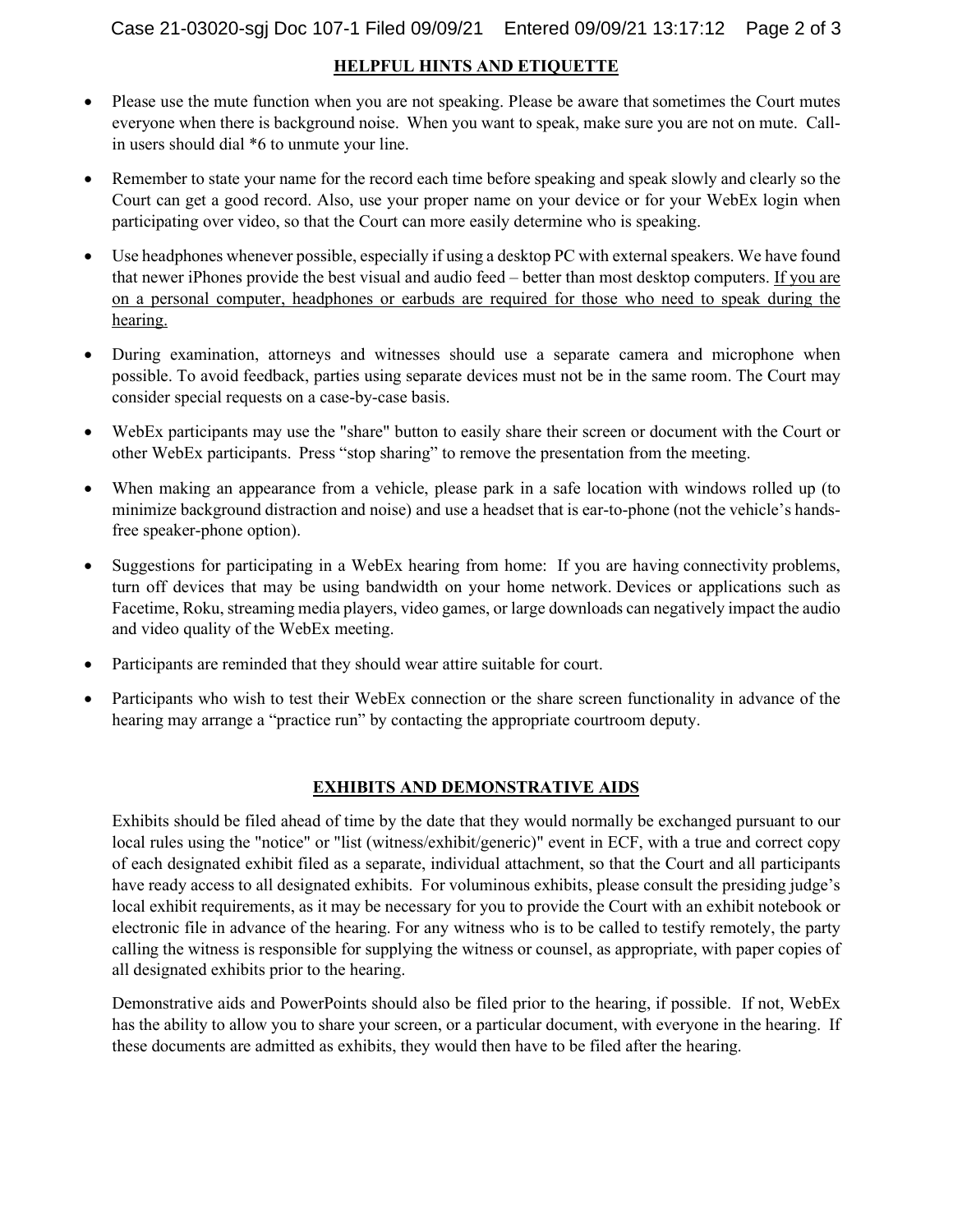## HELPFUL HINTS AND ETIQUETTE

- Please use the mute function when you are not speaking. Please be aware that sometimes the Court mutes everyone when there is background noise. When you want to speak, make sure you are not on mute. Call-in users should dial *6 to unmute your line.
- Remember to state your name for the record each time before speaking and speak slowly and clearly so the Court can get a good record. Also, use your proper name on your device or for your WebEx login when participating over video, so that the Court can more easily determine who is speaking.
- Use headphones whenever possible, especially if using a desktop PC with external speakers. We have found that newer iPhones provide the best visual and audio feed – better than most desktop computers. <u>If you are on a personal computer, headphones or earbuds are required for those who need to speak during the hearing.</u>
- During examination, attorneys and witnesses should use a separate camera and microphone when possible. To avoid feedback, parties using separate devices must not be in the same room. The Court may consider special requests on a case-by-case basis.
- WebEx participants may use the "share" button to easily share their screen or document with the Court or other WebEx participants. Press "stop sharing" to remove the presentation from the meeting.
- When making an appearance from a vehicle, please park in a safe location with windows rolled up (to minimize background distraction and noise) and use a headset that is ear-to-phone (not the vehicle's hands-free speaker-phone option).
- Suggestions for participating in a WebEx hearing from home: If you are having connectivity problems, turn off devices that may be using bandwidth on your home network. Devices or applications such as Facetime, Roku, streaming media players, video games, or large downloads can negatively impact the audio and video quality of the WebEx meeting.
- Participants are reminded that they should wear attire suitable for court.
- Participants who wish to test their WebEx connection or the share screen functionality in advance of the hearing may arrange a "practice run" by contacting the appropriate courtroom deputy.

## EXHIBITS AND DEMONSTRATIVE AIDS

Exhibits should be filed ahead of time by the date that they would normally be exchanged pursuant to our local rules using the "notice" or "list (witness/exhibit/generic)" event in ECF, with a true and correct copy of each designated exhibit filed as a separate, individual attachment, so that the Court and all participants have ready access to all designated exhibits. For voluminous exhibits, please consult the presiding judge's local exhibit requirements, as it may be necessary for you to provide the Court with an exhibit notebook or electronic file in advance of the hearing. For any witness who is to be called to testify remotely, the party calling the witness is responsible for supplying the witness or counsel, as appropriate, with paper copies of all designated exhibits prior to the hearing.

Demonstrative aids and PowerPoints should also be filed prior to the hearing, if possible. If not, WebEx has the ability to allow you to share your screen, or a particular document, with everyone in the hearing. If these documents are admitted as exhibits, they would then have to be filed after the hearing.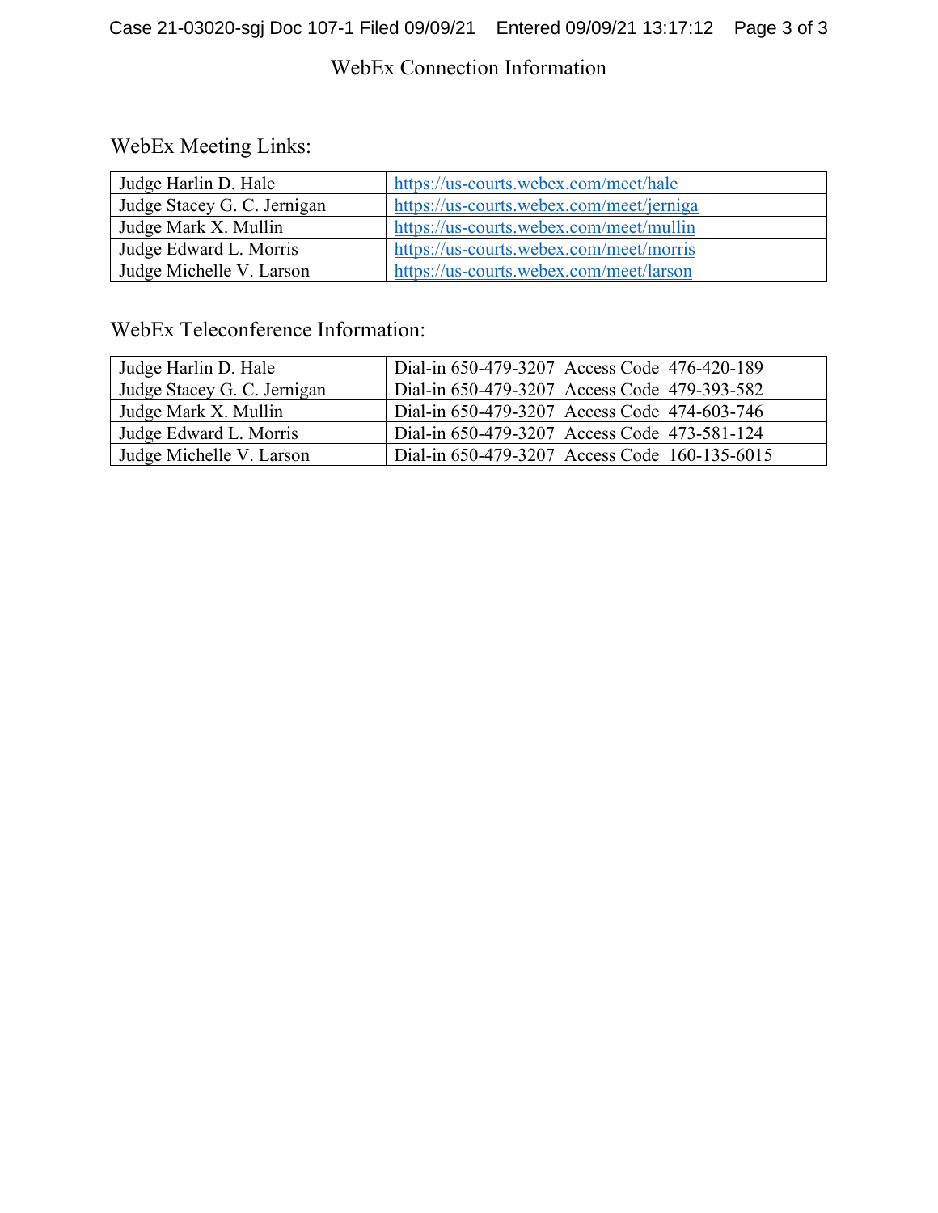# WebEx Connection Information

## WebEx Meeting Links:

| | |
|---|---|
| Judge Harlin D. Hale | https://us-courts.webex.com/meet/hale |
| Judge Stacey G. C. Jernigan | https://us-courts.webex.com/meet/jerniga |
| Judge Mark X. Mullin | https://us-courts.webex.com/meet/mullin |
| Judge Edward L. Morris | https://us-courts.webex.com/meet/morris |
| Judge Michelle V. Larson | https://us-courts.webex.com/meet/larson |

## WebEx Teleconference Information:

| | |
|---|---|
| Judge Harlin D. Hale | Dial-in 650-479-3207 Access Code 476-420-189 |
| Judge Stacey G. C. Jernigan | Dial-in 650-479-3207 Access Code 479-393-582 |
| Judge Mark X. Mullin | Dial-in 650-479-3207 Access Code 474-603-746 |
| Judge Edward L. Morris | Dial-in 650-479-3207 Access Code 473-581-124 |
| Judge Michelle V. Larson | Dial-in 650-479-3207 Access Code 160-135-6015 |